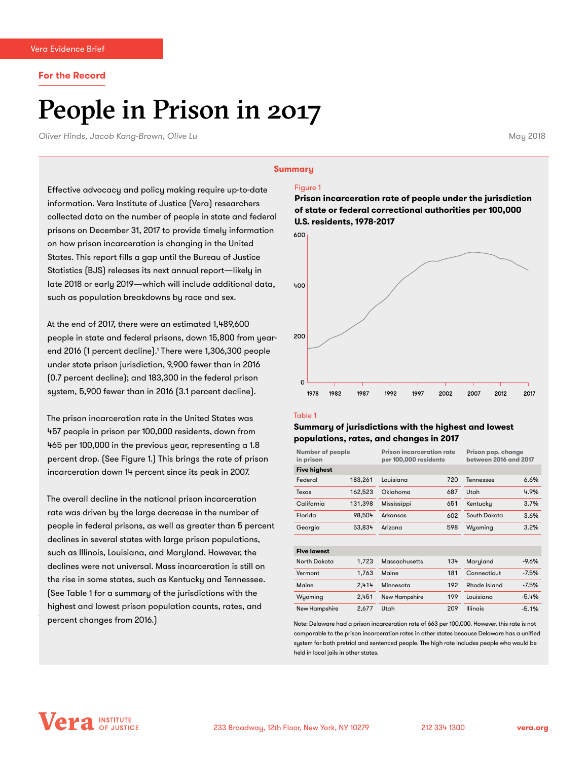Vera Evidence Brief

**For the Record**

# People in Prison in 2017

*Oliver Hinds, Jacob Kang-Brown, Olive Lu*

May 2018

## Summary

Effective advocacy and policy making require up-to-date information. Vera Institute of Justice (Vera) researchers collected data on the number of people in state and federal prisons on December 31, 2017 to provide timely information on how prison incarceration is changing in the United States. This report fills a gap until the Bureau of Justice Statistics (BJS) releases its next annual report—likely in late 2018 or early 2019—which will include additional data, such as population breakdowns by race and sex.

At the end of 2017, there were an estimated 1,489,600 people in state and federal prisons, down 15,800 from year-end 2016 (1 percent decline).[1] There were 1,306,300 people under state prison jurisdiction, 9,900 fewer than in 2016 (0.7 percent decline); and 183,300 in the federal prison system, 5,900 fewer than in 2016 (3.1 percent decline).

The prison incarceration rate in the United States was 457 people in prison per 100,000 residents, down from 465 per 100,000 in the previous year, representing a 1.8 percent drop. (See Figure 1.) This brings the rate of prison incarceration down 14 percent since its peak in 2007.

The overall decline in the national prison incarceration rate was driven by the large decrease in the number of people in federal prisons, as well as greater than 5 percent declines in several states with large prison populations, such as Illinois, Louisiana, and Maryland. However, the declines were not universal. Mass incarceration is still on the rise in some states, such as Kentucky and Tennessee. (See Table 1 for a summary of the jurisdictions with the highest and lowest prison population counts, rates, and percent changes from 2016.)

Figure 1

**Prison incarceration rate of people under the jurisdiction of state or federal correctional authorities per 100,000 U.S. residents, 1978-2017**

Table 1

**Summary of jurisdictions with the highest and lowest populations, rates, and changes in 2017**

| Number of people in prison | | Prison incarceration rate per 100,000 residents | | Prison pop. change between 2016 and 2017 | |
|---|---|---|---|---|---|
| **Five highest** | | | | | |
| Federal | 183,261 | Louisiana | 720 | Tennessee | 6.6% |
| Texas | 162,523 | Oklahoma | 687 | Utah | 4.9% |
| California | 131,398 | Mississippi | 651 | Kentucky | 3.7% |
| Florida | 98,504 | Arkansas | 602 | South Dakota | 3.6% |
| Georgia | 53,834 | Arizona | 598 | Wyoming | 3.2% |
| **Five lowest** | | | | | |
| North Dakota | 1,723 | Massachusetts | 134 | Maryland | -9.6% |
| Vermont | 1,763 | Maine | 181 | Connecticut | -7.5% |
| Maine | 2,414 | Minnesota | 192 | Rhode Island | -7.5% |
| Wyoming | 2,451 | New Hampshire | 199 | Louisiana | -5.4% |
| New Hampshire | 2,677 | Utah | 209 | Illinois | -5.1% |

Note: Delaware had a prison incarceration rate of 663 per 100,000. However, this rate is not comparable to the prison incarceration rates in other states because Delaware has a unified system for both pretrial and sentenced people. The high rate includes people who would be held in local jails in other states.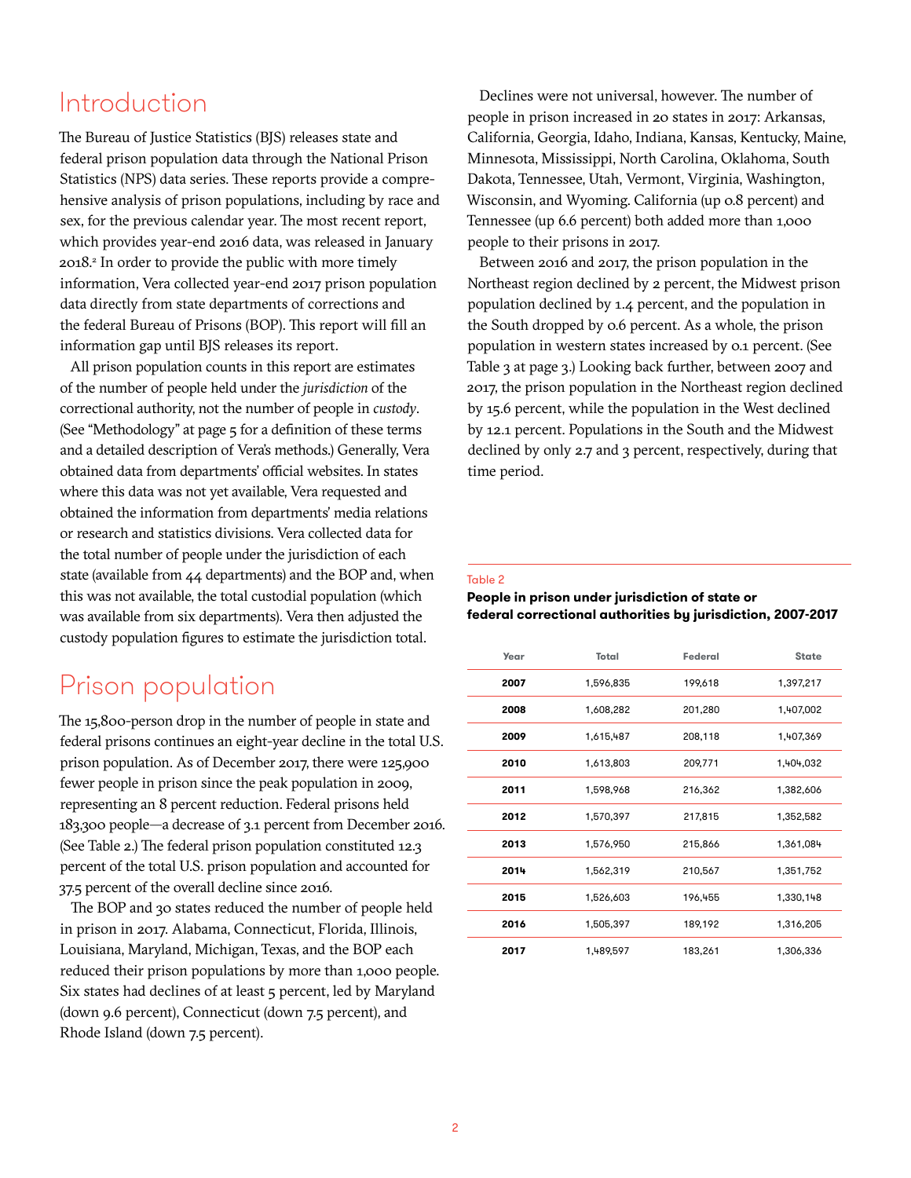## Introduction

The Bureau of Justice Statistics (BJS) releases state and federal prison population data through the National Prison Statistics (NPS) data series. These reports provide a comprehensive analysis of prison populations, including by race and sex, for the previous calendar year. The most recent report, which provides year-end 2016 data, was released in January 2018.[2] In order to provide the public with more timely information, Vera collected year-end 2017 prison population data directly from state departments of corrections and the federal Bureau of Prisons (BOP). This report will fill an information gap until BJS releases its report.

All prison population counts in this report are estimates of the number of people held under the *jurisdiction* of the correctional authority, not the number of people in *custody*. (See "Methodology" at page 5 for a definition of these terms and a detailed description of Vera's methods.) Generally, Vera obtained data from departments' official websites. In states where this data was not yet available, Vera requested and obtained the information from departments' media relations or research and statistics divisions. Vera collected data for the total number of people under the jurisdiction of each state (available from 44 departments) and the BOP and, when this was not available, the total custodial population (which was available from six departments). Vera then adjusted the custody population figures to estimate the jurisdiction total.

## Prison population

The 15,800-person drop in the number of people in state and federal prisons continues an eight-year decline in the total U.S. prison population. As of December 2017, there were 125,900 fewer people in prison since the peak population in 2009, representing an 8 percent reduction. Federal prisons held 183,300 people—a decrease of 3.1 percent from December 2016. (See Table 2.) The federal prison population constituted 12.3 percent of the total U.S. prison population and accounted for 37.5 percent of the overall decline since 2016.

The BOP and 30 states reduced the number of people held in prison in 2017. Alabama, Connecticut, Florida, Illinois, Louisiana, Maryland, Michigan, Texas, and the BOP each reduced their prison populations by more than 1,000 people. Six states had declines of at least 5 percent, led by Maryland (down 9.6 percent), Connecticut (down 7.5 percent), and Rhode Island (down 7.5 percent).

Declines were not universal, however. The number of people in prison increased in 20 states in 2017: Arkansas, California, Georgia, Idaho, Indiana, Kansas, Kentucky, Maine, Minnesota, Mississippi, North Carolina, Oklahoma, South Dakota, Tennessee, Utah, Vermont, Virginia, Washington, Wisconsin, and Wyoming. California (up 0.8 percent) and Tennessee (up 6.6 percent) both added more than 1,000 people to their prisons in 2017.

Between 2016 and 2017, the prison population in the Northeast region declined by 2 percent, the Midwest prison population declined by 1.4 percent, and the population in the South dropped by 0.6 percent. As a whole, the prison population in western states increased by 0.1 percent. (See Table 3 at page 3.) Looking back further, between 2007 and 2017, the prison population in the Northeast region declined by 15.6 percent, while the population in the West declined by 12.1 percent. Populations in the South and the Midwest declined by only 2.7 and 3 percent, respectively, during that time period.

Table 2

**People in prison under jurisdiction of state or federal correctional authorities by jurisdiction, 2007-2017**

| Year | Total | Federal | State |
|---|---|---|---|
| **2007** | 1,596,835 | 199,618 | 1,397,217 |
| **2008** | 1,608,282 | 201,280 | 1,407,002 |
| **2009** | 1,615,487 | 208,118 | 1,407,369 |
| **2010** | 1,613,803 | 209,771 | 1,404,032 |
| **2011** | 1,598,968 | 216,362 | 1,382,606 |
| **2012** | 1,570,397 | 217,815 | 1,352,582 |
| **2013** | 1,576,950 | 215,866 | 1,361,084 |
| **2014** | 1,562,319 | 210,567 | 1,351,752 |
| **2015** | 1,526,603 | 196,455 | 1,330,148 |
| **2016** | 1,505,397 | 189,192 | 1,316,205 |
| **2017** | 1,489,597 | 183,261 | 1,306,336 |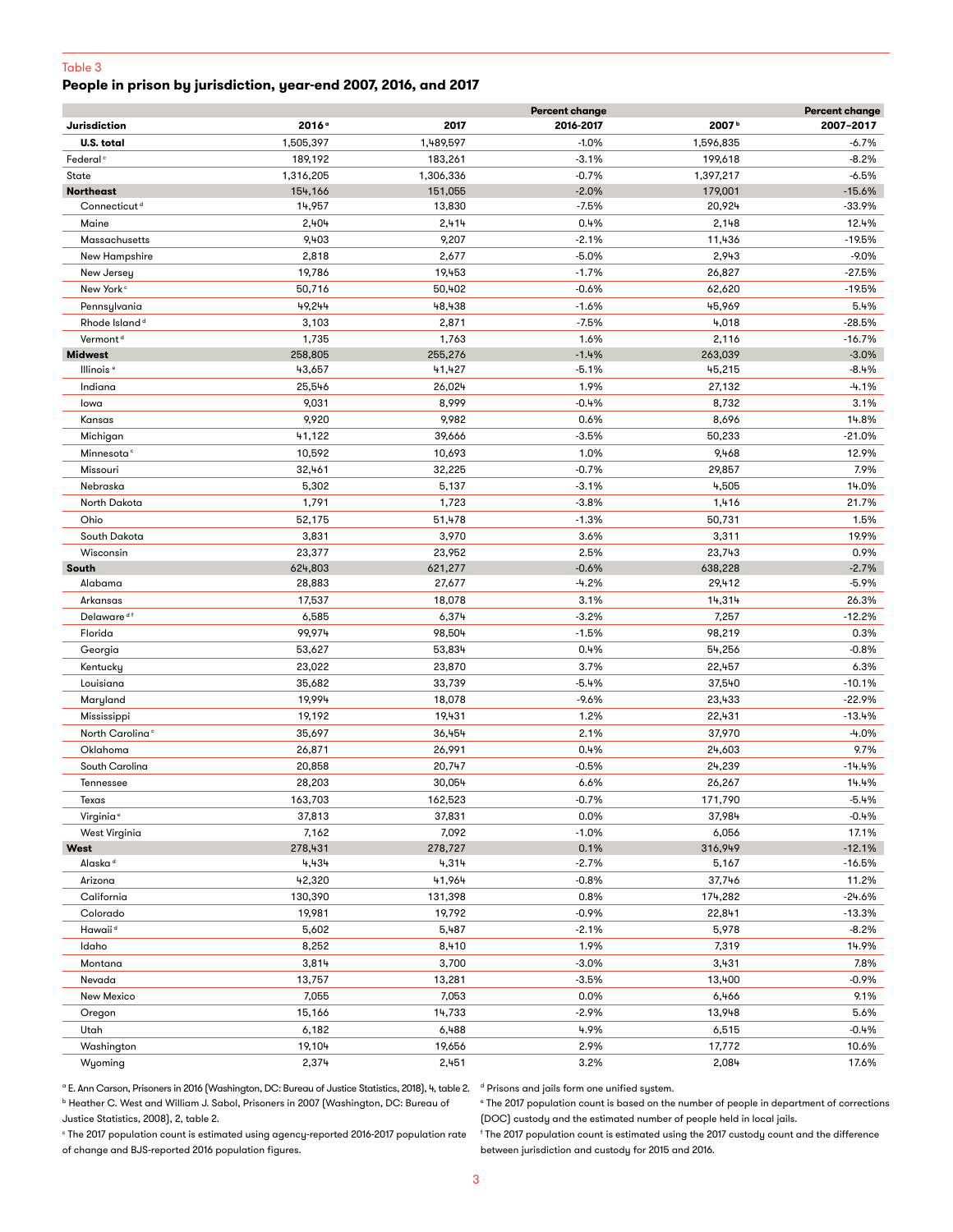Table 3

**People in prison by jurisdiction, year-end 2007, 2016, and 2017**

| Jurisdiction | 2016[a] | 2017 | Percent change 2016-2017 | 2007[b] | Percent change 2007–2017 |
|---|---|---|---|---|---|
| **U.S. total** | 1,505,397 | 1,489,597 | -1.0% | 1,596,835 | -6.7% |
| Federal[c] | 189,192 | 183,261 | -3.1% | 199,618 | -8.2% |
| State | 1,316,205 | 1,306,336 | -0.7% | 1,397,217 | -6.5% |
| **Northeast** | 154,166 | 151,055 | -2.0% | 179,001 | -15.6% |
| Connecticut[d] | 14,957 | 13,830 | -7.5% | 20,924 | -33.9% |
| Maine | 2,404 | 2,414 | 0.4% | 2,148 | 12.4% |
| Massachusetts | 9,403 | 9,207 | -2.1% | 11,436 | -19.5% |
| New Hampshire | 2,818 | 2,677 | -5.0% | 2,943 | -9.0% |
| New Jersey | 19,786 | 19,453 | -1.7% | 26,827 | -27.5% |
| New York[c] | 50,716 | 50,402 | -0.6% | 62,620 | -19.5% |
| Pennsylvania | 49,244 | 48,438 | -1.6% | 45,969 | 5.4% |
| Rhode Island[d] | 3,103 | 2,871 | -7.5% | 4,018 | -28.5% |
| Vermont[d] | 1,735 | 1,763 | 1.6% | 2,116 | -16.7% |
| **Midwest** | 258,805 | 255,276 | -1.4% | 263,039 | -3.0% |
| Illinois[e] | 43,657 | 41,427 | -5.1% | 45,215 | -8.4% |
| Indiana | 25,546 | 26,024 | 1.9% | 27,132 | -4.1% |
| Iowa | 9,031 | 8,999 | -0.4% | 8,732 | 3.1% |
| Kansas | 9,920 | 9,982 | 0.6% | 8,696 | 14.8% |
| Michigan | 41,122 | 39,666 | -3.5% | 50,233 | -21.0% |
| Minnesota[c] | 10,592 | 10,693 | 1.0% | 9,468 | 12.9% |
| Missouri | 32,461 | 32,225 | -0.7% | 29,857 | 7.9% |
| Nebraska | 5,302 | 5,137 | -3.1% | 4,505 | 14.0% |
| North Dakota | 1,791 | 1,723 | -3.8% | 1,416 | 21.7% |
| Ohio | 52,175 | 51,478 | -1.3% | 50,731 | 1.5% |
| South Dakota | 3,831 | 3,970 | 3.6% | 3,311 | 19.9% |
| Wisconsin | 23,377 | 23,952 | 2.5% | 23,743 | 0.9% |
| **South** | 624,803 | 621,277 | -0.6% | 638,228 | -2.7% |
| Alabama | 28,883 | 27,677 | -4.2% | 29,412 | -5.9% |
| Arkansas | 17,537 | 18,078 | 3.1% | 14,314 | 26.3% |
| Delaware[d f] | 6,585 | 6,374 | -3.2% | 7,257 | -12.2% |
| Florida | 99,974 | 98,504 | -1.5% | 98,219 | 0.3% |
| Georgia | 53,627 | 53,834 | 0.4% | 54,256 | -0.8% |
| Kentucky | 23,022 | 23,870 | 3.7% | 22,457 | 6.3% |
| Louisiana | 35,682 | 33,739 | -5.4% | 37,540 | -10.1% |
| Maryland | 19,994 | 18,078 | -9.6% | 23,433 | -22.9% |
| Mississippi | 19,192 | 19,431 | 1.2% | 22,431 | -13.4% |
| North Carolina[c] | 35,697 | 36,454 | 2.1% | 37,970 | -4.0% |
| Oklahoma | 26,871 | 26,991 | 0.4% | 24,603 | 9.7% |
| South Carolina | 20,858 | 20,747 | -0.5% | 24,239 | -14.4% |
| Tennessee | 28,203 | 30,054 | 6.6% | 26,267 | 14.4% |
| Texas | 163,703 | 162,523 | -0.7% | 171,790 | -5.4% |
| Virginia[e] | 37,813 | 37,831 | 0.0% | 37,984 | -0.4% |
| West Virginia | 7,162 | 7,092 | -1.0% | 6,056 | 17.1% |
| **West** | 278,431 | 278,727 | 0.1% | 316,949 | -12.1% |
| Alaska[d] | 4,434 | 4,314 | -2.7% | 5,167 | -16.5% |
| Arizona | 42,320 | 41,964 | -0.8% | 37,746 | 11.2% |
| California | 130,390 | 131,398 | 0.8% | 174,282 | -24.6% |
| Colorado | 19,981 | 19,792 | -0.9% | 22,841 | -13.3% |
| Hawaii[d] | 5,602 | 5,487 | -2.1% | 5,978 | -8.2% |
| Idaho | 8,252 | 8,410 | 1.9% | 7,319 | 14.9% |
| Montana | 3,814 | 3,700 | -3.0% | 3,431 | 7.8% |
| Nevada | 13,757 | 13,281 | -3.5% | 13,400 | -0.9% |
| New Mexico | 7,055 | 7,053 | 0.0% | 6,466 | 9.1% |
| Oregon | 15,166 | 14,733 | -2.9% | 13,948 | 5.6% |
| Utah | 6,182 | 6,488 | 4.9% | 6,515 | -0.4% |
| Washington | 19,104 | 19,656 | 2.9% | 17,772 | 10.6% |
| Wyoming | 2,374 | 2,451 | 3.2% | 2,084 | 17.6% |

[a] E. Ann Carson, Prisoners in 2016 (Washington, DC: Bureau of Justice Statistics, 2018), 4, table 2.

[b] Heather C. West and William J. Sabol, Prisoners in 2007 (Washington, DC: Bureau of Justice Statistics, 2008), 2, table 2.

[c] The 2017 population count is estimated using agency-reported 2016-2017 population rate of change and BJS-reported 2016 population figures.

[d] Prisons and jails form one unified system.

[e] The 2017 population count is based on the number of people in department of corrections (DOC) custody and the estimated number of people held in local jails.

[f] The 2017 population count is estimated using the 2017 custody count and the difference between jurisdiction and custody for 2015 and 2016.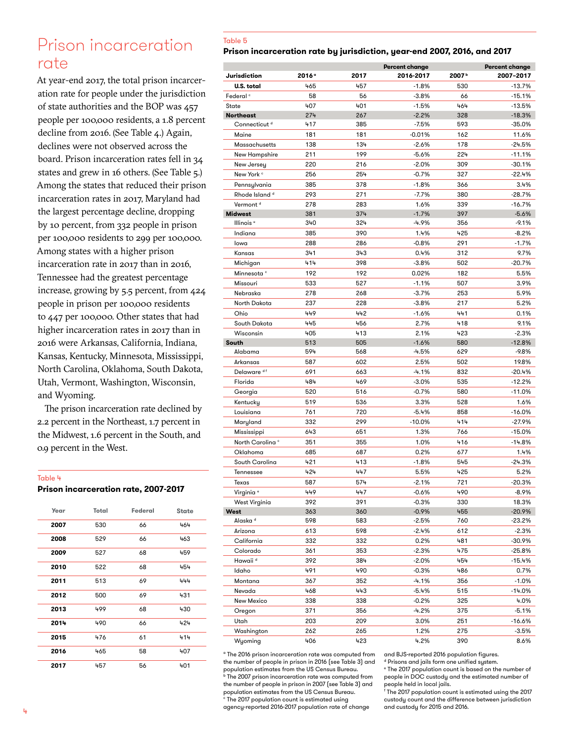# Prison incarceration rate

At year-end 2017, the total prison incarceration rate for people under the jurisdiction of state authorities and the BOP was 457 people per 100,000 residents, a 1.8 percent decline from 2016. (See Table 4.) Again, declines were not observed across the board. Prison incarceration rates fell in 34 states and grew in 16 others. (See Table 5.) Among the states that reduced their prison incarceration rates in 2017, Maryland had the largest percentage decline, dropping by 10 percent, from 332 people in prison per 100,000 residents to 299 per 100,000. Among states with a higher prison incarceration rate in 2017 than in 2016, Tennessee had the greatest percentage increase, growing by 5.5 percent, from 424 people in prison per 100,000 residents to 447 per 100,000. Other states that had higher incarceration rates in 2017 than in 2016 were Arkansas, California, Indiana, Kansas, Kentucky, Minnesota, Mississippi, North Carolina, Oklahoma, South Dakota, Utah, Vermont, Washington, Wisconsin, and Wyoming.

The prison incarceration rate declined by 2.2 percent in the Northeast, 1.7 percent in the Midwest, 1.6 percent in the South, and 0.9 percent in the West.

Table 4

**Prison incarceration rate, 2007-2017**

| Year | Total | Federal | State |
|---|---|---|---|
| **2007** | 530 | 66 | 464 |
| **2008** | 529 | 66 | 463 |
| **2009** | 527 | 68 | 459 |
| **2010** | 522 | 68 | 454 |
| **2011** | 513 | 69 | 444 |
| **2012** | 500 | 69 | 431 |
| **2013** | 499 | 68 | 430 |
| **2014** | 490 | 66 | 424 |
| **2015** | 476 | 61 | 414 |
| **2016** | 465 | 58 | 407 |
| **2017** | 457 | 56 | 401 |

Table 5

**Prison incarceration rate by jurisdiction, year-end 2007, 2016, and 2017**

| Jurisdiction | 2016 [a] | 2017 | Percent change 2016-2017 | 2007 [b] | Percent change 2007-2017 |
|---|---|---|---|---|---|
| **U.S. total** | 465 | 457 | -1.8% | 530 | -13.7% |
| Federal [c] | 58 | 56 | -3.8% | 66 | -15.1% |
| State | 407 | 401 | -1.5% | 464 | -13.5% |
| **Northeast** | 274 | 267 | -2.2% | 328 | -18.3% |
| Connecticut [d] | 417 | 385 | -7.5% | 593 | -35.0% |
| Maine | 181 | 181 | -0.01% | 162 | 11.6% |
| Massachusetts | 138 | 134 | -2.6% | 178 | -24.5% |
| New Hampshire | 211 | 199 | -5.6% | 224 | -11.1% |
| New Jersey | 220 | 216 | -2.0% | 309 | -30.1% |
| New York [c] | 256 | 254 | -0.7% | 327 | -22.4% |
| Pennsylvania | 385 | 378 | -1.8% | 366 | 3.4% |
| Rhode Island [d] | 293 | 271 | -7.7% | 380 | -28.7% |
| Vermont [d] | 278 | 283 | 1.6% | 339 | -16.7% |
| **Midwest** | 381 | 374 | -1.7% | 397 | -5.6% |
| Illinois [e] | 340 | 324 | -4.9% | 356 | -9.1% |
| Indiana | 385 | 390 | 1.4% | 425 | -8.2% |
| Iowa | 288 | 286 | -0.8% | 291 | -1.7% |
| Kansas | 341 | 343 | 0.4% | 312 | 9.7% |
| Michigan | 414 | 398 | -3.8% | 502 | -20.7% |
| Minnesota [c] | 192 | 192 | 0.02% | 182 | 5.5% |
| Missouri | 533 | 527 | -1.1% | 507 | 3.9% |
| Nebraska | 278 | 268 | -3.7% | 253 | 5.9% |
| North Dakota | 237 | 228 | -3.8% | 217 | 5.2% |
| Ohio | 449 | 442 | -1.6% | 441 | 0.1% |
| South Dakota | 445 | 456 | 2.7% | 418 | 9.1% |
| Wisconsin | 405 | 413 | 2.1% | 423 | -2.3% |
| **South** | 513 | 505 | -1.6% | 580 | -12.8% |
| Alabama | 594 | 568 | -4.5% | 629 | -9.8% |
| Arkansas | 587 | 602 | 2.5% | 502 | 19.8% |
| Delaware [d f] | 691 | 663 | -4.1% | 832 | -20.4% |
| Florida | 484 | 469 | -3.0% | 535 | -12.2% |
| Georgia | 520 | 516 | -0.7% | 580 | -11.0% |
| Kentucky | 519 | 536 | 3.3% | 528 | 1.6% |
| Louisiana | 761 | 720 | -5.4% | 858 | -16.0% |
| Maryland | 332 | 299 | -10.0% | 414 | -27.9% |
| Mississippi | 643 | 651 | 1.3% | 766 | -15.0% |
| North Carolina [c] | 351 | 355 | 1.0% | 416 | -14.8% |
| Oklahoma | 685 | 687 | 0.2% | 677 | 1.4% |
| South Carolina | 421 | 413 | -1.8% | 545 | -24.3% |
| Tennessee | 424 | 447 | 5.5% | 425 | 5.2% |
| Texas | 587 | 574 | -2.1% | 721 | -20.3% |
| Virginia [e] | 449 | 447 | -0.6% | 490 | -8.9% |
| West Virginia | 392 | 391 | -0.3% | 330 | 18.3% |
| **West** | 363 | 360 | -0.9% | 455 | -20.9% |
| Alaska [d] | 598 | 583 | -2.5% | 760 | -23.2% |
| Arizona | 613 | 598 | -2.4% | 612 | -2.3% |
| California | 332 | 332 | 0.2% | 481 | -30.9% |
| Colorado | 361 | 353 | -2.3% | 475 | -25.8% |
| Hawaii [d] | 392 | 384 | -2.0% | 454 | -15.4% |
| Idaho | 491 | 490 | -0.3% | 486 | 0.7% |
| Montana | 367 | 352 | -4.1% | 356 | -1.0% |
| Nevada | 468 | 443 | -5.4% | 515 | -14.0% |
| New Mexico | 338 | 338 | -0.2% | 325 | 4.0% |
| Oregon | 371 | 356 | -4.2% | 375 | -5.1% |
| Utah | 203 | 209 | 3.0% | 251 | -16.6% |
| Washington | 262 | 265 | 1.2% | 275 | -3.5% |
| Wyoming | 406 | 423 | 4.2% | 390 | 8.6% |

[a] The 2016 prison incarceration rate was computed from the number of people in prison in 2016 (see Table 3) and population estimates from the US Census Bureau.
[b] The 2007 prison incarceration rate was computed from the number of people in prison in 2007 (see Table 3) and population estimates from the US Census Bureau.
[c] The 2017 population count is estimated using agency-reported 2016-2017 population rate of change and BJS-reported 2016 population figures.
[d] Prisons and jails form one unified system.
[e] The 2017 population count is based on the number of people in DOC custody and the estimated number of people held in local jails.
[f] The 2017 population count is estimated using the 2017 custody count and the difference between jurisdiction and custody for 2015 and 2016.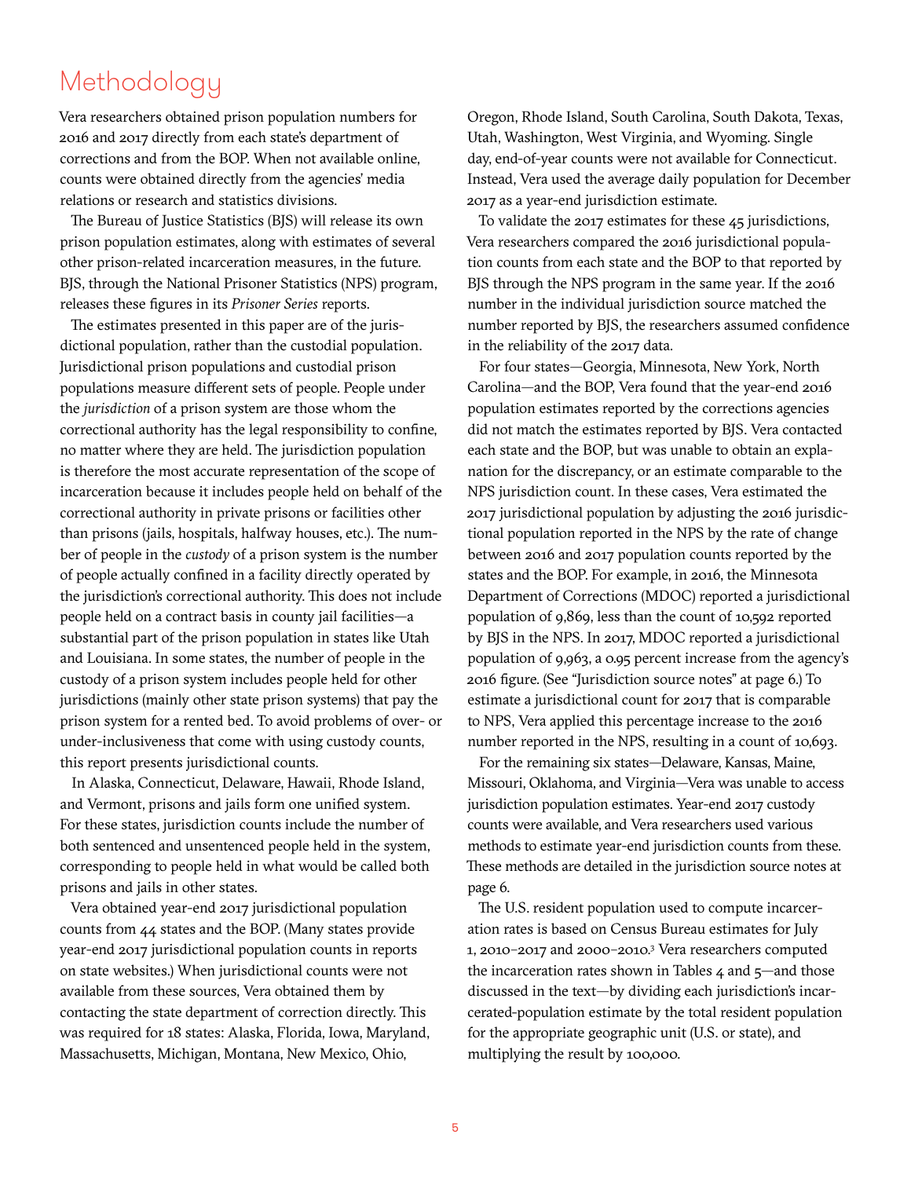# Methodology

Vera researchers obtained prison population numbers for 2016 and 2017 directly from each state's department of corrections and from the BOP. When not available online, counts were obtained directly from the agencies' media relations or research and statistics divisions.

The Bureau of Justice Statistics (BJS) will release its own prison population estimates, along with estimates of several other prison-related incarceration measures, in the future. BJS, through the National Prisoner Statistics (NPS) program, releases these figures in its *Prisoner Series* reports.

The estimates presented in this paper are of the jurisdictional population, rather than the custodial population. Jurisdictional prison populations and custodial prison populations measure different sets of people. People under the *jurisdiction* of a prison system are those whom the correctional authority has the legal responsibility to confine, no matter where they are held. The jurisdiction population is therefore the most accurate representation of the scope of incarceration because it includes people held on behalf of the correctional authority in private prisons or facilities other than prisons (jails, hospitals, halfway houses, etc.). The number of people in the *custody* of a prison system is the number of people actually confined in a facility directly operated by the jurisdiction's correctional authority. This does not include people held on a contract basis in county jail facilities—a substantial part of the prison population in states like Utah and Louisiana. In some states, the number of people in the custody of a prison system includes people held for other jurisdictions (mainly other state prison systems) that pay the prison system for a rented bed. To avoid problems of over- or under-inclusiveness that come with using custody counts, this report presents jurisdictional counts.

In Alaska, Connecticut, Delaware, Hawaii, Rhode Island, and Vermont, prisons and jails form one unified system. For these states, jurisdiction counts include the number of both sentenced and unsentenced people held in the system, corresponding to people held in what would be called both prisons and jails in other states.

Vera obtained year-end 2017 jurisdictional population counts from 44 states and the BOP. (Many states provide year-end 2017 jurisdictional population counts in reports on state websites.) When jurisdictional counts were not available from these sources, Vera obtained them by contacting the state department of correction directly. This was required for 18 states: Alaska, Florida, Iowa, Maryland, Massachusetts, Michigan, Montana, New Mexico, Ohio, Oregon, Rhode Island, South Carolina, South Dakota, Texas, Utah, Washington, West Virginia, and Wyoming. Single day, end-of-year counts were not available for Connecticut. Instead, Vera used the average daily population for December 2017 as a year-end jurisdiction estimate.

To validate the 2017 estimates for these 45 jurisdictions, Vera researchers compared the 2016 jurisdictional population counts from each state and the BOP to that reported by BJS through the NPS program in the same year. If the 2016 number in the individual jurisdiction source matched the number reported by BJS, the researchers assumed confidence in the reliability of the 2017 data.

For four states—Georgia, Minnesota, New York, North Carolina—and the BOP, Vera found that the year-end 2016 population estimates reported by the corrections agencies did not match the estimates reported by BJS. Vera contacted each state and the BOP, but was unable to obtain an explanation for the discrepancy, or an estimate comparable to the NPS jurisdiction count. In these cases, Vera estimated the 2017 jurisdictional population by adjusting the 2016 jurisdictional population reported in the NPS by the rate of change between 2016 and 2017 population counts reported by the states and the BOP. For example, in 2016, the Minnesota Department of Corrections (MDOC) reported a jurisdictional population of 9,869, less than the count of 10,592 reported by BJS in the NPS. In 2017, MDOC reported a jurisdictional population of 9,963, a 0.95 percent increase from the agency's 2016 figure. (See "Jurisdiction source notes" at page 6.) To estimate a jurisdictional count for 2017 that is comparable to NPS, Vera applied this percentage increase to the 2016 number reported in the NPS, resulting in a count of 10,693.

For the remaining six states—Delaware, Kansas, Maine, Missouri, Oklahoma, and Virginia—Vera was unable to access jurisdiction population estimates. Year-end 2017 custody counts were available, and Vera researchers used various methods to estimate year-end jurisdiction counts from these. These methods are detailed in the jurisdiction source notes at page 6.

The U.S. resident population used to compute incarceration rates is based on Census Bureau estimates for July 1, 2010–2017 and 2000–2010.[3] Vera researchers computed the incarceration rates shown in Tables 4 and 5—and those discussed in the text—by dividing each jurisdiction's incarcerated-population estimate by the total resident population for the appropriate geographic unit (U.S. or state), and multiplying the result by 100,000.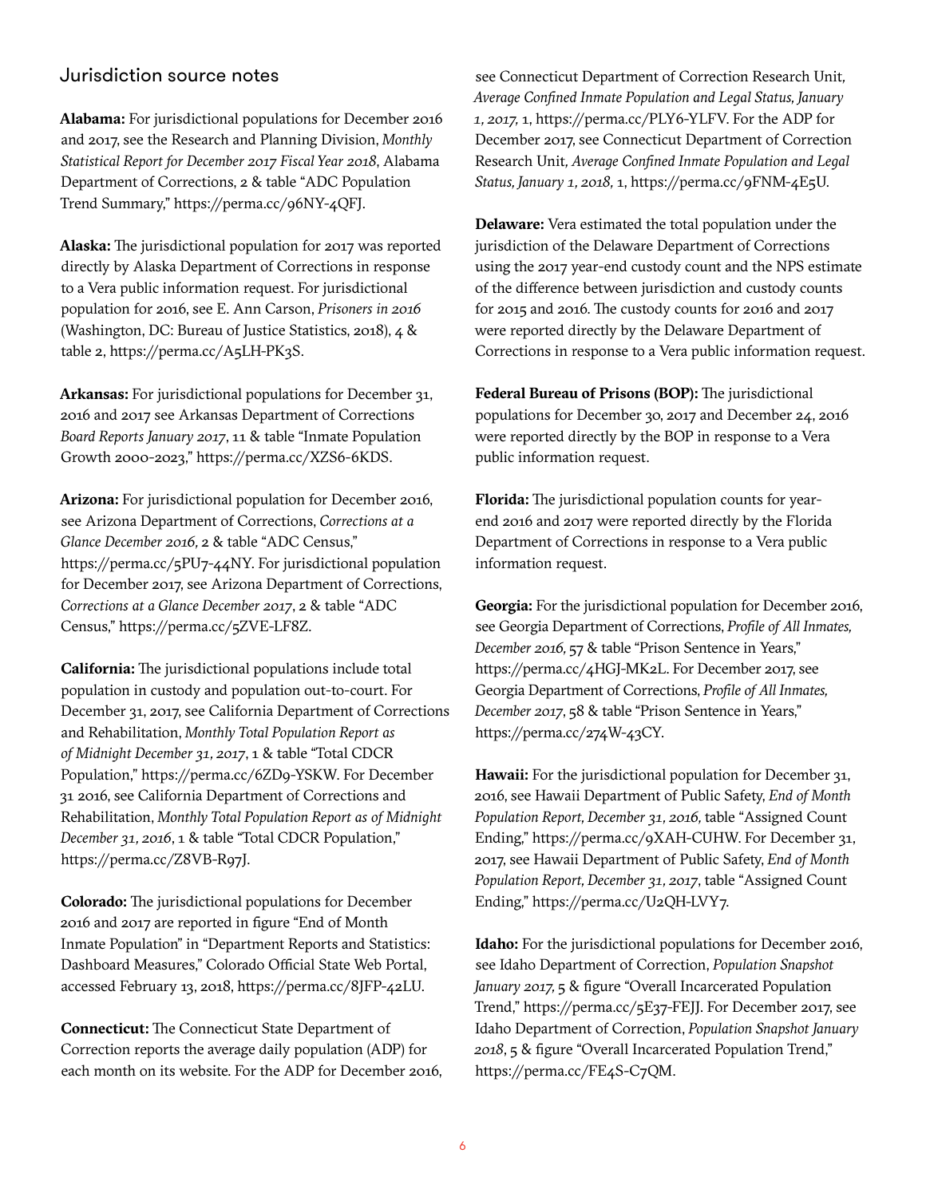## Jurisdiction source notes

**Alabama:** For jurisdictional populations for December 2016 and 2017, see the Research and Planning Division, *Monthly Statistical Report for December 2017 Fiscal Year 2018*, Alabama Department of Corrections, 2 & table "ADC Population Trend Summary," https://perma.cc/96NY-4QFJ.

**Alaska:** The jurisdictional population for 2017 was reported directly by Alaska Department of Corrections in response to a Vera public information request. For jurisdictional population for 2016, see E. Ann Carson, *Prisoners in 2016* (Washington, DC: Bureau of Justice Statistics, 2018), 4 & table 2, https://perma.cc/A5LH-PK3S.

**Arkansas:** For jurisdictional populations for December 31, 2016 and 2017 see Arkansas Department of Corrections *Board Reports January 2017*, 11 & table "Inmate Population Growth 2000-2023," https://perma.cc/XZS6-6KDS.

**Arizona:** For jurisdictional population for December 2016, see Arizona Department of Corrections, *Corrections at a Glance December 2016*, 2 & table "ADC Census," https://perma.cc/5PU7-44NY. For jurisdictional population for December 2017, see Arizona Department of Corrections, *Corrections at a Glance December 2017*, 2 & table "ADC Census," https://perma.cc/5ZVE-LF8Z.

**California:** The jurisdictional populations include total population in custody and population out-to-court. For December 31, 2017, see California Department of Corrections and Rehabilitation, *Monthly Total Population Report as of Midnight December 31, 2017*, 1 & table "Total CDCR Population," https://perma.cc/6ZD9-YSKW. For December 31 2016, see California Department of Corrections and Rehabilitation, *Monthly Total Population Report as of Midnight December 31, 2016*, 1 & table "Total CDCR Population," https://perma.cc/Z8VB-R97J.

**Colorado:** The jurisdictional populations for December 2016 and 2017 are reported in figure "End of Month Inmate Population" in "Department Reports and Statistics: Dashboard Measures," Colorado Official State Web Portal, accessed February 13, 2018, https://perma.cc/8JFP-42LU.

**Connecticut:** The Connecticut State Department of Correction reports the average daily population (ADP) for each month on its website. For the ADP for December 2016, see Connecticut Department of Correction Research Unit, *Average Confined Inmate Population and Legal Status, January 1, 2017*, 1, https://perma.cc/PLY6-YLFV. For the ADP for December 2017, see Connecticut Department of Correction Research Unit, *Average Confined Inmate Population and Legal Status, January 1, 2018*, 1, https://perma.cc/9FNM-4E5U.

**Delaware:** Vera estimated the total population under the jurisdiction of the Delaware Department of Corrections using the 2017 year-end custody count and the NPS estimate of the difference between jurisdiction and custody counts for 2015 and 2016. The custody counts for 2016 and 2017 were reported directly by the Delaware Department of Corrections in response to a Vera public information request.

**Federal Bureau of Prisons (BOP):** The jurisdictional populations for December 30, 2017 and December 24, 2016 were reported directly by the BOP in response to a Vera public information request.

**Florida:** The jurisdictional population counts for year-end 2016 and 2017 were reported directly by the Florida Department of Corrections in response to a Vera public information request.

**Georgia:** For the jurisdictional population for December 2016, see Georgia Department of Corrections, *Profile of All Inmates, December 2016*, 57 & table "Prison Sentence in Years," https://perma.cc/4HGJ-MK2L. For December 2017, see Georgia Department of Corrections, *Profile of All Inmates, December 2017*, 58 & table "Prison Sentence in Years," https://perma.cc/274W-43CY.

**Hawaii:** For the jurisdictional population for December 31, 2016, see Hawaii Department of Public Safety, *End of Month Population Report, December 31, 2016*, table "Assigned Count Ending," https://perma.cc/9XAH-CUHW. For December 31, 2017, see Hawaii Department of Public Safety, *End of Month Population Report, December 31, 2017*, table "Assigned Count Ending," https://perma.cc/U2QH-LVY7.

**Idaho:** For the jurisdictional populations for December 2016, see Idaho Department of Correction, *Population Snapshot January 2017*, 5 & figure "Overall Incarcerated Population Trend," https://perma.cc/5E37-FEJJ. For December 2017, see Idaho Department of Correction, *Population Snapshot January 2018*, 5 & figure "Overall Incarcerated Population Trend," https://perma.cc/FE4S-C7QM.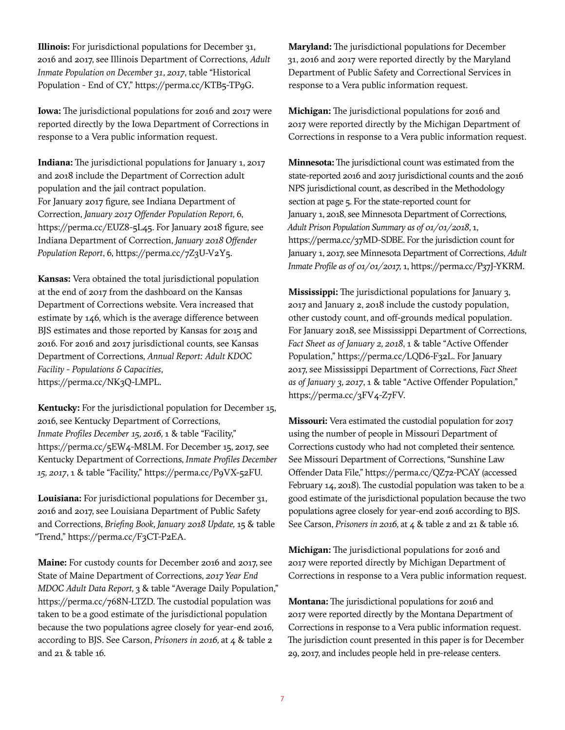**Illinois:** For jurisdictional populations for December 31, 2016 and 2017, see Illinois Department of Corrections, *Adult Inmate Population on December 31, 2017*, table "Historical Population - End of CY," https://perma.cc/KTB5-TP9G.

**Iowa:** The jurisdictional populations for 2016 and 2017 were reported directly by the Iowa Department of Corrections in response to a Vera public information request.

**Indiana:** The jurisdictional populations for January 1, 2017 and 2018 include the Department of Correction adult population and the jail contract population. For January 2017 figure, see Indiana Department of Correction, *January 2017 Offender Population Report,* 6, https://perma.cc/EUZ8-5L45. For January 2018 figure, see Indiana Department of Correction, *January 2018 Offender Population Report*, 6, https://perma.cc/7Z3U-V2Y5.

**Kansas:** Vera obtained the total jurisdictional population at the end of 2017 from the dashboard on the Kansas Department of Corrections website. Vera increased that estimate by 146, which is the average difference between BJS estimates and those reported by Kansas for 2015 and 2016. For 2016 and 2017 jurisdictional counts, see Kansas Department of Corrections, *Annual Report: Adult KDOC Facility - Populations & Capacities*, https://perma.cc/NK3Q-LMPL.

**Kentucky:** For the jurisdictional population for December 15, 2016, see Kentucky Department of Corrections, *Inmate Profiles December 15, 2016,* 1 & table "Facility," https://perma.cc/5EW4-M8LM. For December 15, 2017, see Kentucky Department of Corrections, *Inmate Profiles December 15, 2017*, 1 & table "Facility," https://perma.cc/P9VX-52FU.

**Louisiana:** For jurisdictional populations for December 31, 2016 and 2017, see Louisiana Department of Public Safety and Corrections, *Briefing Book, January 2018 Update,* 15 & table "Trend," https://perma.cc/F3CT-P2EA.

**Maine:** For custody counts for December 2016 and 2017, see State of Maine Department of Corrections, *2017 Year End MDOC Adult Data Report,* 3 & table "Average Daily Population," https://perma.cc/768N-LTZD. The custodial population was taken to be a good estimate of the jurisdictional population because the two populations agree closely for year-end 2016, according to BJS. See Carson, *Prisoners in 2016,* at 4 & table 2 and 21 & table 16.

**Maryland:** The jurisdictional populations for December 31, 2016 and 2017 were reported directly by the Maryland Department of Public Safety and Correctional Services in response to a Vera public information request.

**Michigan:** The jurisdictional populations for 2016 and 2017 were reported directly by the Michigan Department of Corrections in response to a Vera public information request.

**Minnesota:** The jurisdictional count was estimated from the state-reported 2016 and 2017 jurisdictional counts and the 2016 NPS jurisdictional count, as described in the Methodology section at page 5. For the state-reported count for January 1, 2018, see Minnesota Department of Corrections, *Adult Prison Population Summary as of 01/01/2018*, 1, https://perma.cc/37MD-SDBE. For the jurisdiction count for January 1, 2017, see Minnesota Department of Corrections, *Adult Inmate Profile as of 01/01/2017,* 1, https://perma.cc/P37J-YKRM.

**Mississippi:** The jurisdictional populations for January 3, 2017 and January 2, 2018 include the custody population, other custody count, and off-grounds medical population. For January 2018, see Mississippi Department of Corrections, *Fact Sheet as of January 2, 2018*, 1 & table "Active Offender Population," https://perma.cc/LQD6-F32L. For January 2017, see Mississippi Department of Corrections, *Fact Sheet as of January 3, 2017*, 1 & table "Active Offender Population," https://perma.cc/3FV4-Z7FV.

**Missouri:** Vera estimated the custodial population for 2017 using the number of people in Missouri Department of Corrections custody who had not completed their sentence. See Missouri Department of Corrections, "Sunshine Law Offender Data File," https://perma.cc/QZ72-PCAY (accessed February 14, 2018). The custodial population was taken to be a good estimate of the jurisdictional population because the two populations agree closely for year-end 2016 according to BJS. See Carson, *Prisoners in 2016,* at 4 & table 2 and 21 & table 16.

**Michigan:** The jurisdictional populations for 2016 and 2017 were reported directly by Michigan Department of Corrections in response to a Vera public information request.

**Montana:** The jurisdictional populations for 2016 and 2017 were reported directly by the Montana Department of Corrections in response to a Vera public information request. The jurisdiction count presented in this paper is for December 29, 2017, and includes people held in pre-release centers.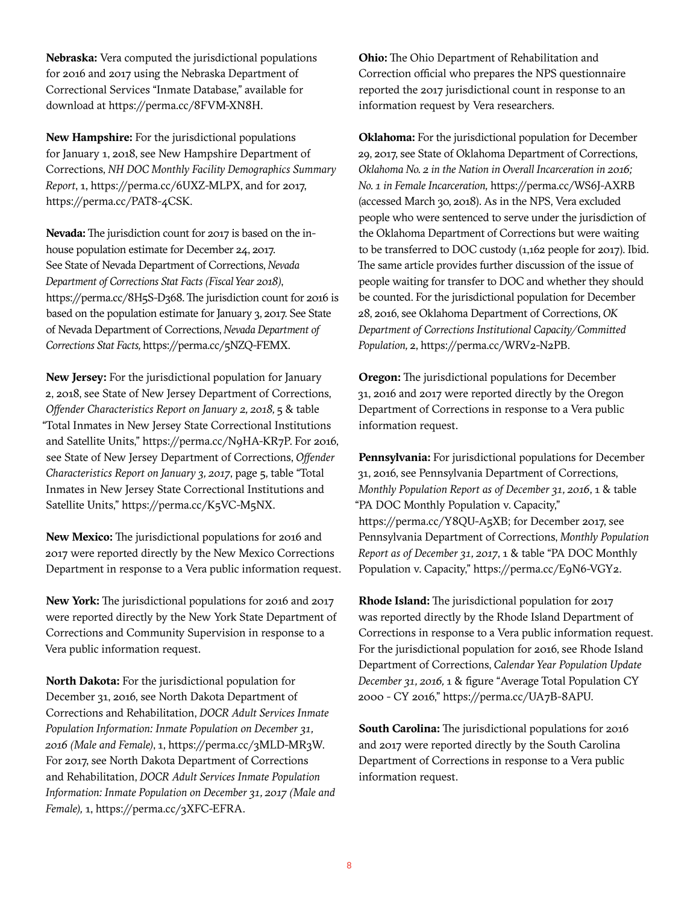**Nebraska:** Vera computed the jurisdictional populations for 2016 and 2017 using the Nebraska Department of Correctional Services "Inmate Database," available for download at https://perma.cc/8FVM-XN8H.

**New Hampshire:** For the jurisdictional populations for January 1, 2018, see New Hampshire Department of Corrections, *NH DOC Monthly Facility Demographics Summary Report*, 1, https://perma.cc/6UXZ-MLPX, and for 2017, https://perma.cc/PAT8-4CSK.

**Nevada:** The jurisdiction count for 2017 is based on the in-house population estimate for December 24, 2017. See State of Nevada Department of Corrections, *Nevada Department of Corrections Stat Facts (Fiscal Year 2018)*, https://perma.cc/8H5S-D368. The jurisdiction count for 2016 is based on the population estimate for January 3, 2017. See State of Nevada Department of Corrections, *Nevada Department of Corrections Stat Facts,* https://perma.cc/5NZQ-FEMX.

**New Jersey:** For the jurisdictional population for January 2, 2018, see State of New Jersey Department of Corrections, *Offender Characteristics Report on January 2, 2018,* 5 & table "Total Inmates in New Jersey State Correctional Institutions and Satellite Units," https://perma.cc/N9HA-KR7P. For 2016, see State of New Jersey Department of Corrections, *Offender Characteristics Report on January 3, 2017*, page 5, table "Total Inmates in New Jersey State Correctional Institutions and Satellite Units," https://perma.cc/K5VC-M5NX.

**New Mexico:** The jurisdictional populations for 2016 and 2017 were reported directly by the New Mexico Corrections Department in response to a Vera public information request.

**New York:** The jurisdictional populations for 2016 and 2017 were reported directly by the New York State Department of Corrections and Community Supervision in response to a Vera public information request.

**North Dakota:** For the jurisdictional population for December 31, 2016, see North Dakota Department of Corrections and Rehabilitation, *DOCR Adult Services Inmate Population Information: Inmate Population on December 31, 2016 (Male and Female)*, 1, https://perma.cc/3MLD-MR3W. For 2017, see North Dakota Department of Corrections and Rehabilitation, *DOCR Adult Services Inmate Population Information: Inmate Population on December 31, 2017 (Male and Female),* 1, https://perma.cc/3XFC-EFRA.

**Ohio:** The Ohio Department of Rehabilitation and Correction official who prepares the NPS questionnaire reported the 2017 jurisdictional count in response to an information request by Vera researchers.

**Oklahoma:** For the jurisdictional population for December 29, 2017, see State of Oklahoma Department of Corrections, *Oklahoma No. 2 in the Nation in Overall Incarceration in 2016; No. 1 in Female Incarceration,* https://perma.cc/WS6J-AXRB (accessed March 30, 2018). As in the NPS, Vera excluded people who were sentenced to serve under the jurisdiction of the Oklahoma Department of Corrections but were waiting to be transferred to DOC custody (1,162 people for 2017). Ibid. The same article provides further discussion of the issue of people waiting for transfer to DOC and whether they should be counted. For the jurisdictional population for December 28, 2016, see Oklahoma Department of Corrections, *OK Department of Corrections Institutional Capacity/Committed Population,* 2, https://perma.cc/WRV2-N2PB.

**Oregon:** The jurisdictional populations for December 31, 2016 and 2017 were reported directly by the Oregon Department of Corrections in response to a Vera public information request.

**Pennsylvania:** For jurisdictional populations for December 31, 2016, see Pennsylvania Department of Corrections, *Monthly Population Report as of December 31, 2016*, 1 & table "PA DOC Monthly Population v. Capacity," https://perma.cc/Y8QU-A5XB; for December 2017, see Pennsylvania Department of Corrections, *Monthly Population Report as of December 31, 2017*, 1 & table "PA DOC Monthly Population v. Capacity," https://perma.cc/E9N6-VGY2.

**Rhode Island:** The jurisdictional population for 2017 was reported directly by the Rhode Island Department of Corrections in response to a Vera public information request. For the jurisdictional population for 2016, see Rhode Island Department of Corrections, *Calendar Year Population Update December 31, 2016,* 1 & figure "Average Total Population CY 2000 - CY 2016," https://perma.cc/UA7B-8APU.

**South Carolina:** The jurisdictional populations for 2016 and 2017 were reported directly by the South Carolina Department of Corrections in response to a Vera public information request.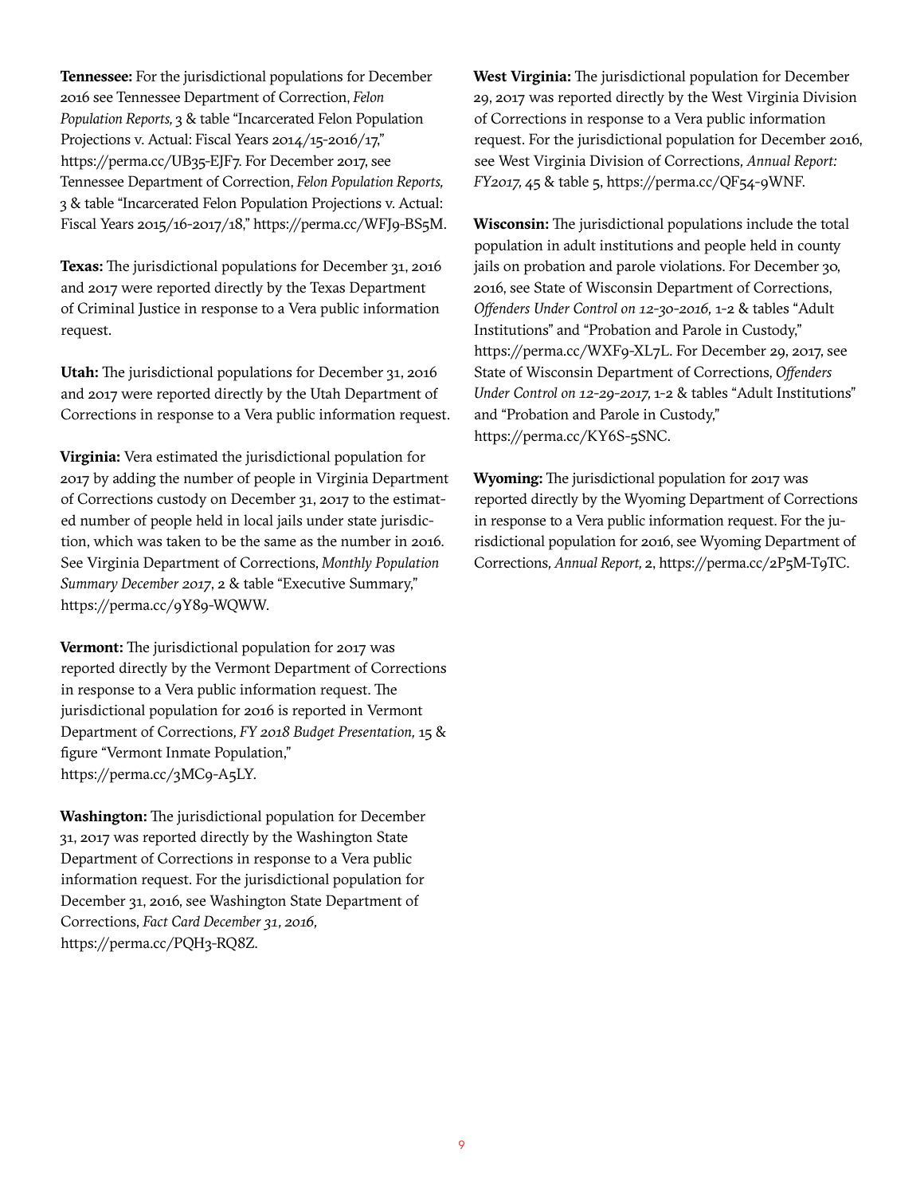**Tennessee:** For the jurisdictional populations for December 2016 see Tennessee Department of Correction, *Felon Population Reports,* 3 & table "Incarcerated Felon Population Projections v. Actual: Fiscal Years 2014/15-2016/17," https://perma.cc/UB35-EJF7. For December 2017, see Tennessee Department of Correction, *Felon Population Reports,* 3 & table "Incarcerated Felon Population Projections v. Actual: Fiscal Years 2015/16-2017/18," https://perma.cc/WFJ9-BS5M.

**Texas:** The jurisdictional populations for December 31, 2016 and 2017 were reported directly by the Texas Department of Criminal Justice in response to a Vera public information request.

**Utah:** The jurisdictional populations for December 31, 2016 and 2017 were reported directly by the Utah Department of Corrections in response to a Vera public information request.

**Virginia:** Vera estimated the jurisdictional population for 2017 by adding the number of people in Virginia Department of Corrections custody on December 31, 2017 to the estimated number of people held in local jails under state jurisdiction, which was taken to be the same as the number in 2016. See Virginia Department of Corrections, *Monthly Population Summary December 2017*, 2 & table "Executive Summary," https://perma.cc/9Y89-WQWW.

**Vermont:** The jurisdictional population for 2017 was reported directly by the Vermont Department of Corrections in response to a Vera public information request. The jurisdictional population for 2016 is reported in Vermont Department of Corrections, *FY 2018 Budget Presentation,* 15 & figure "Vermont Inmate Population," https://perma.cc/3MC9-A5LY.

**Washington:** The jurisdictional population for December 31, 2017 was reported directly by the Washington State Department of Corrections in response to a Vera public information request. For the jurisdictional population for December 31, 2016, see Washington State Department of Corrections, *Fact Card December 31, 2016,* https://perma.cc/PQH3-RQ8Z.

**West Virginia:** The jurisdictional population for December 29, 2017 was reported directly by the West Virginia Division of Corrections in response to a Vera public information request. For the jurisdictional population for December 2016, see West Virginia Division of Corrections, *Annual Report: FY2017,* 45 & table 5, https://perma.cc/QF54-9WNF.

**Wisconsin:** The jurisdictional populations include the total population in adult institutions and people held in county jails on probation and parole violations. For December 30, 2016, see State of Wisconsin Department of Corrections, *Offenders Under Control on 12-30-2016,* 1-2 & tables "Adult Institutions" and "Probation and Parole in Custody," https://perma.cc/WXF9-XL7L. For December 29, 2017, see State of Wisconsin Department of Corrections, *Offenders Under Control on 12-29-2017,* 1-2 & tables "Adult Institutions" and "Probation and Parole in Custody," https://perma.cc/KY6S-5SNC.

**Wyoming:** The jurisdictional population for 2017 was reported directly by the Wyoming Department of Corrections in response to a Vera public information request. For the jurisdictional population for 2016, see Wyoming Department of Corrections, *Annual Report,* 2, https://perma.cc/2P5M-T9TC.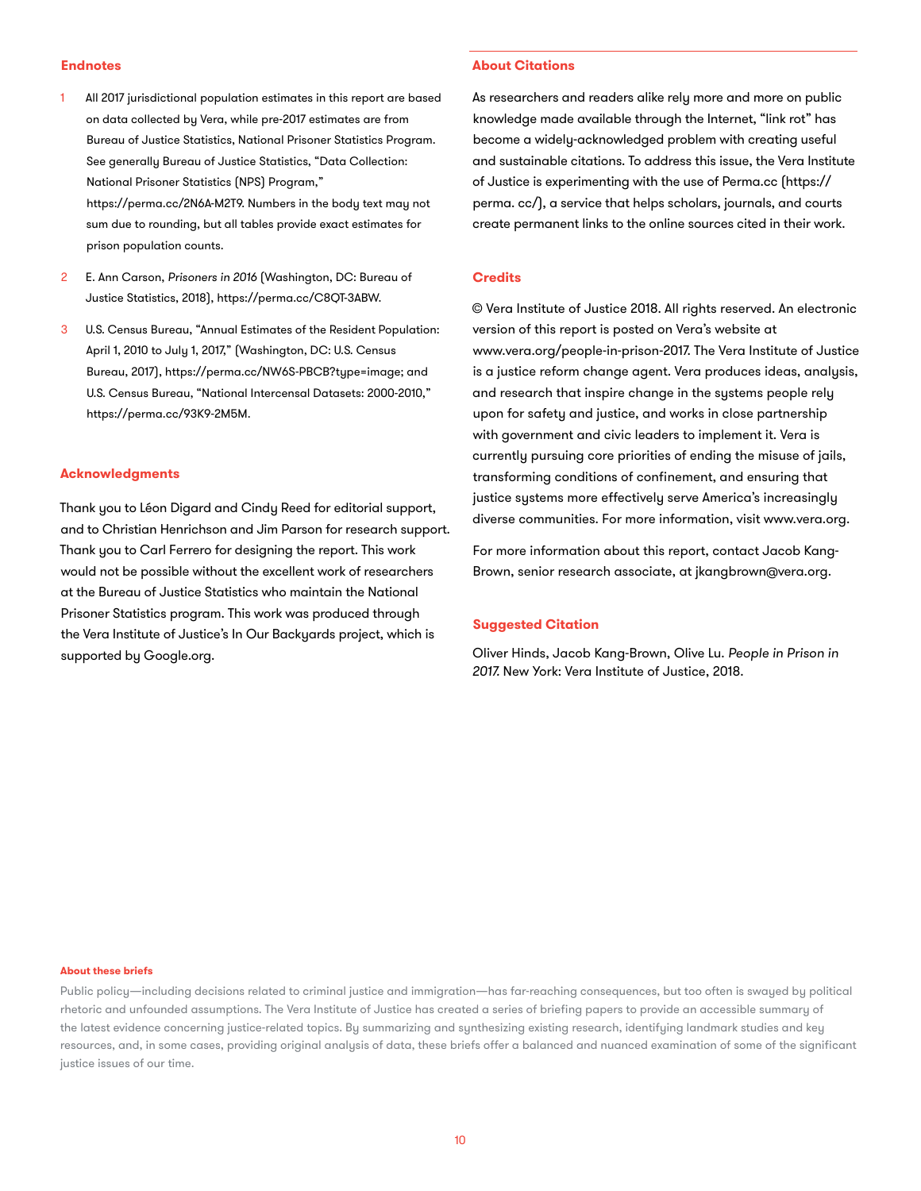## Endnotes

1. All 2017 jurisdictional population estimates in this report are based on data collected by Vera, while pre-2017 estimates are from Bureau of Justice Statistics, National Prisoner Statistics Program. See generally Bureau of Justice Statistics, "Data Collection: National Prisoner Statistics (NPS) Program," https://perma.cc/2N6A-M2T9. Numbers in the body text may not sum due to rounding, but all tables provide exact estimates for prison population counts.
2. E. Ann Carson, *Prisoners in 2016* (Washington, DC: Bureau of Justice Statistics, 2018), https://perma.cc/C8QT-3ABW.
3. U.S. Census Bureau, "Annual Estimates of the Resident Population: April 1, 2010 to July 1, 2017," (Washington, DC: U.S. Census Bureau, 2017), https://perma.cc/NW6S-PBCB?type=image; and U.S. Census Bureau, "National Intercensal Datasets: 2000-2010," https://perma.cc/93K9-2M5M.

## Acknowledgments

Thank you to Léon Digard and Cindy Reed for editorial support, and to Christian Henrichson and Jim Parson for research support. Thank you to Carl Ferrero for designing the report. This work would not be possible without the excellent work of researchers at the Bureau of Justice Statistics who maintain the National Prisoner Statistics program. This work was produced through the Vera Institute of Justice's In Our Backyards project, which is supported by Google.org.

## About Citations

As researchers and readers alike rely more and more on public knowledge made available through the Internet, "link rot" has become a widely-acknowledged problem with creating useful and sustainable citations. To address this issue, the Vera Institute of Justice is experimenting with the use of Perma.cc (https://perma. cc/), a service that helps scholars, journals, and courts create permanent links to the online sources cited in their work.

## Credits

© Vera Institute of Justice 2018. All rights reserved. An electronic version of this report is posted on Vera's website at www.vera.org/people-in-prison-2017. The Vera Institute of Justice is a justice reform change agent. Vera produces ideas, analysis, and research that inspire change in the systems people rely upon for safety and justice, and works in close partnership with government and civic leaders to implement it. Vera is currently pursuing core priorities of ending the misuse of jails, transforming conditions of confinement, and ensuring that justice systems more effectively serve America's increasingly diverse communities. For more information, visit www.vera.org.

For more information about this report, contact Jacob Kang-Brown, senior research associate, at jkangbrown@vera.org.

## Suggested Citation

Oliver Hinds, Jacob Kang-Brown, Olive Lu. *People in Prison in 2017.* New York: Vera Institute of Justice, 2018.

**About these briefs**

Public policy—including decisions related to criminal justice and immigration—has far-reaching consequences, but too often is swayed by political rhetoric and unfounded assumptions. The Vera Institute of Justice has created a series of briefing papers to provide an accessible summary of the latest evidence concerning justice-related topics. By summarizing and synthesizing existing research, identifying landmark studies and key resources, and, in some cases, providing original analysis of data, these briefs offer a balanced and nuanced examination of some of the significant justice issues of our time.